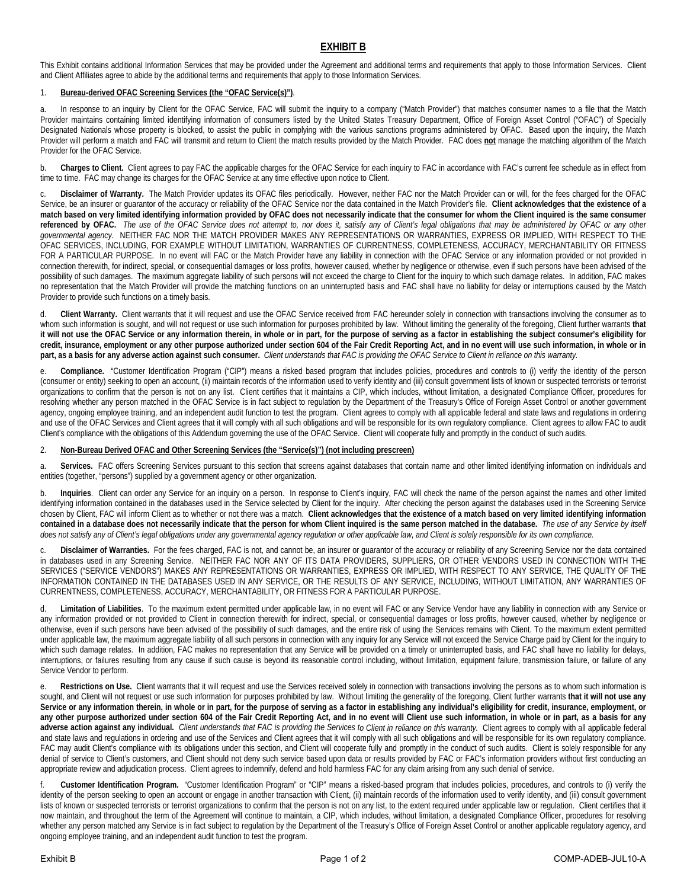# EXHIBIT B

This Exhibit contains additional Information Services that may be provided under the Agreement and additional terms and requirements that apply to those Information Services. Client and Client Affiliates agree to abide by the additional terms and requirements that apply to those Information Services.

1. **Bureau-derived OFAC Screening Services (the "OFAC Service(s)")**.

a. In response to an inquiry by Client for the OFAC Service, FAC will submit the inquiry to a company ("Match Provider") that matches consumer names to a file that the Match Provider maintains containing limited identifying information of consumers listed by the United States Treasury Department, Office of Foreign Asset Control ("OFAC") of Specially Designated Nationals whose property is blocked, to assist the public in complying with the various sanctions programs administered by OFAC. Based upon the inquiry, the Match Provider will perform a match and FAC will transmit and return to Client the match results provided by the Match Provider. FAC does **not** manage the matching algorithm of the Match Provider for the OFAC Service.

b. **Charges to Client.** Client agrees to pay FAC the applicable charges for the OFAC Service for each inquiry to FAC in accordance with FAC's current fee schedule as in effect from time to time. FAC may change its charges for the OFAC Service at any time effective upon notice to Client.

c. **Disclaimer of Warranty.** The Match Provider updates its OFAC files periodically. However, neither FAC nor the Match Provider can or will, for the fees charged for the OFAC Service, be an insurer or guarantor of the accuracy or reliability of the OFAC Service nor the data contained in the Match Provider's file. **Client acknowledges that the existence of a match based on very limited identifying information provided by OFAC does not necessarily indicate that the consumer for whom the Client inquired is the same consumer referenced by OFAC.** *The use of the OFAC Service does not attempt to, nor does it, satisfy any of Client's legal obligations that may be administered by OFAC or any other governmental agency.* NEITHER FAC NOR THE MATCH PROVIDER MAKES ANY REPRESENTATIONS OR WARRANTIES, EXPRESS OR IMPLIED, WITH RESPECT TO THE OFAC SERVICES, INCLUDING, FOR EXAMPLE WITHOUT LIMITATION, WARRANTIES OF CURRENTNESS, COMPLETENESS, ACCURACY, MERCHANTABILITY OR FITNESS FOR A PARTICULAR PURPOSE. In no event will FAC or the Match Provider have any liability in connection with the OFAC Service or any information provided or not provided in connection therewith, for indirect, special, or consequential damages or loss profits, however caused, whether by negligence or otherwise, even if such persons have been advised of the possibility of such damages. The maximum aggregate liability of such persons will not exceed the charge to Client for the inquiry to which such damage relates. In addition, FAC makes no representation that the Match Provider will provide the matching functions on an uninterrupted basis and FAC shall have no liability for delay or interruptions caused by the Match Provider to provide such functions on a timely basis.

d. **Client Warranty.** Client warrants that it will request and use the OFAC Service received from FAC hereunder solely in connection with transactions involving the consumer as to whom such information is sought, and will not request or use such information for purposes prohibited by law. Without limiting the generality of the foregoing, Client further warrants **that it will not use the OFAC Service or any information therein, in whole or in part, for the purpose of serving as a factor in establishing the subject consumer's eligibility for credit, insurance, employment or any other purpose authorized under section 604 of the Fair Credit Reporting Act, and in no event will use such information, in whole or in part, as a basis for any adverse action against such consumer.** *Client understands that FAC is providing the OFAC Service to Client in reliance on this warranty.*

e. **Compliance.** "Customer Identification Program ("CIP") means a risked based program that includes policies, procedures and controls to (i) verify the identity of the person (consumer or entity) seeking to open an account, (ii) maintain records of the information used to verify identity and (iii) consult government lists of known or suspected terrorists or terrorist organizations to confirm that the person is not on any list. Client certifies that it maintains a CIP, which includes, without limitation, a designated Compliance Officer, procedures for resolving whether any person matched in the OFAC Service is in fact subject to regulation by the Department of the Treasury's Office of Foreign Asset Control or another government agency, ongoing employee training, and an independent audit function to test the program. Client agrees to comply with all applicable federal and state laws and regulations in ordering and use of the OFAC Services and Client agrees that it will comply with all such obligations and will be responsible for its own regulatory compliance. Client agrees to allow FAC to audit Client's compliance with the obligations of this Addendum governing the use of the OFAC Service. Client will cooperate fully and promptly in the conduct of such audits.

2. **Non-Bureau Derived OFAC and Other Screening Services (the "Service(s)") (not including prescreen)**

a. **Services.** FAC offers Screening Services pursuant to this section that screens against databases that contain name and other limited identifying information on individuals and entities (together, "persons") supplied by a government agency or other organization.

b. **Inquiries**. Client can order any Service for an inquiry on a person. In response to Client's inquiry, FAC will check the name of the person against the names and other limited identifying information contained in the databases used in the Service selected by Client for the inquiry. After checking the person against the databases used in the Screening Service chosen by Client, FAC will inform Client as to whether or not there was a match. **Client acknowledges that the existence of a match based on very limited identifying information contained in a database does not necessarily indicate that the person for whom Client inquired is the same person matched in the database.** *The use of any Service by itself does not satisfy any of Client's legal obligations under any governmental agency regulation or other applicable law, and Client is solely responsible for its own compliance.*

c. **Disclaimer of Warranties.** For the fees charged, FAC is not, and cannot be, an insurer or guarantor of the accuracy or reliability of any Screening Service nor the data contained in databases used in any Screening Service. NEITHER FAC NOR ANY OF ITS DATA PROVIDERS, SUPPLIERS, OR OTHER VENDORS USED IN CONNECTION WITH THE SERVICES ("SERVICE VENDORS") MAKES ANY REPRESENTATIONS OR WARRANTIES, EXPRESS OR IMPLIED, WITH RESPECT TO ANY SERVICE, THE QUALITY OF THE INFORMATION CONTAINED IN THE DATABASES USED IN ANY SERVICE, OR THE RESULTS OF ANY SERVICE, INCLUDING, WITHOUT LIMITATION, ANY WARRANTIES OF CURRENTNESS, COMPLETENESS, ACCURACY, MERCHANTABILITY, OR FITNESS FOR A PARTICULAR PURPOSE.

d. **Limitation of Liabilities**. To the maximum extent permitted under applicable law, in no event will FAC or any Service Vendor have any liability in connection with any Service or any information provided or not provided to Client in connection therewith for indirect, special, or consequential damages or loss profits, however caused, whether by negligence or otherwise, even if such persons have been advised of the possibility of such damages, and the entire risk of using the Services remains with Client. To the maximum extent permitted under applicable law, the maximum aggregate liability of all such persons in connection with any inquiry for any Service will not exceed the Service Charge paid by Client for the inquiry to which such damage relates. In addition, FAC makes no representation that any Service will be provided on a timely or uninterrupted basis, and FAC shall have no liability for delays, interruptions, or failures resulting from any cause if such cause is beyond its reasonable control including, without limitation, equipment failure, transmission failure, or failure of any Service Vendor to perform.

e. **Restrictions on Use.** Client warrants that it will request and use the Services received solely in connection with transactions involving the persons as to whom such information is sought, and Client will not request or use such information for purposes prohibited by law. Without limiting the generality of the foregoing, Client further warrants **that it will not use any Service or any information therein, in whole or in part, for the purpose of serving as a factor in establishing any individual's eligibility for credit, insurance, employment, or any other purpose authorized under section 604 of the Fair Credit Reporting Act, and in no event will Client use such information, in whole or in part, as a basis for any adverse action against any individual.** *Client understands that FAC is providing the Services to Client in reliance on this warranty.* Client agrees to comply with all applicable federal and state laws and regulations in ordering and use of the Services and Client agrees that it will comply with all such obligations and will be responsible for its own regulatory compliance. FAC may audit Client's compliance with its obligations under this section, and Client will cooperate fully and promptly in the conduct of such audits. Client is solely responsible for any denial of service to Client's customers, and Client should not deny such service based upon data or results provided by FAC or FAC's information providers without first conducting an appropriate review and adjudication process. Client agrees to indemnify, defend and hold harmless FAC for any claim arising from any such denial of service.

f. **Customer Identification Program.** "Customer Identification Program" or "CIP" means a risked-based program that includes policies, procedures, and controls to (i) verify the identity of the person seeking to open an account or engage in another transaction with Client, (ii) maintain records of the information used to verify identity, and (iii) consult government lists of known or suspected terrorists or terrorist organizations to confirm that the person is not on any list, to the extent required under applicable law or regulation. Client certifies that it now maintain, and throughout the term of the Agreement will continue to maintain, a CIP, which includes, without limitation, a designated Compliance Officer, procedures for resolving whether any person matched any Service is in fact subject to regulation by the Department of the Treasury's Office of Foreign Asset Control or another applicable regulatory agency, and ongoing employee training, and an independent audit function to test the program.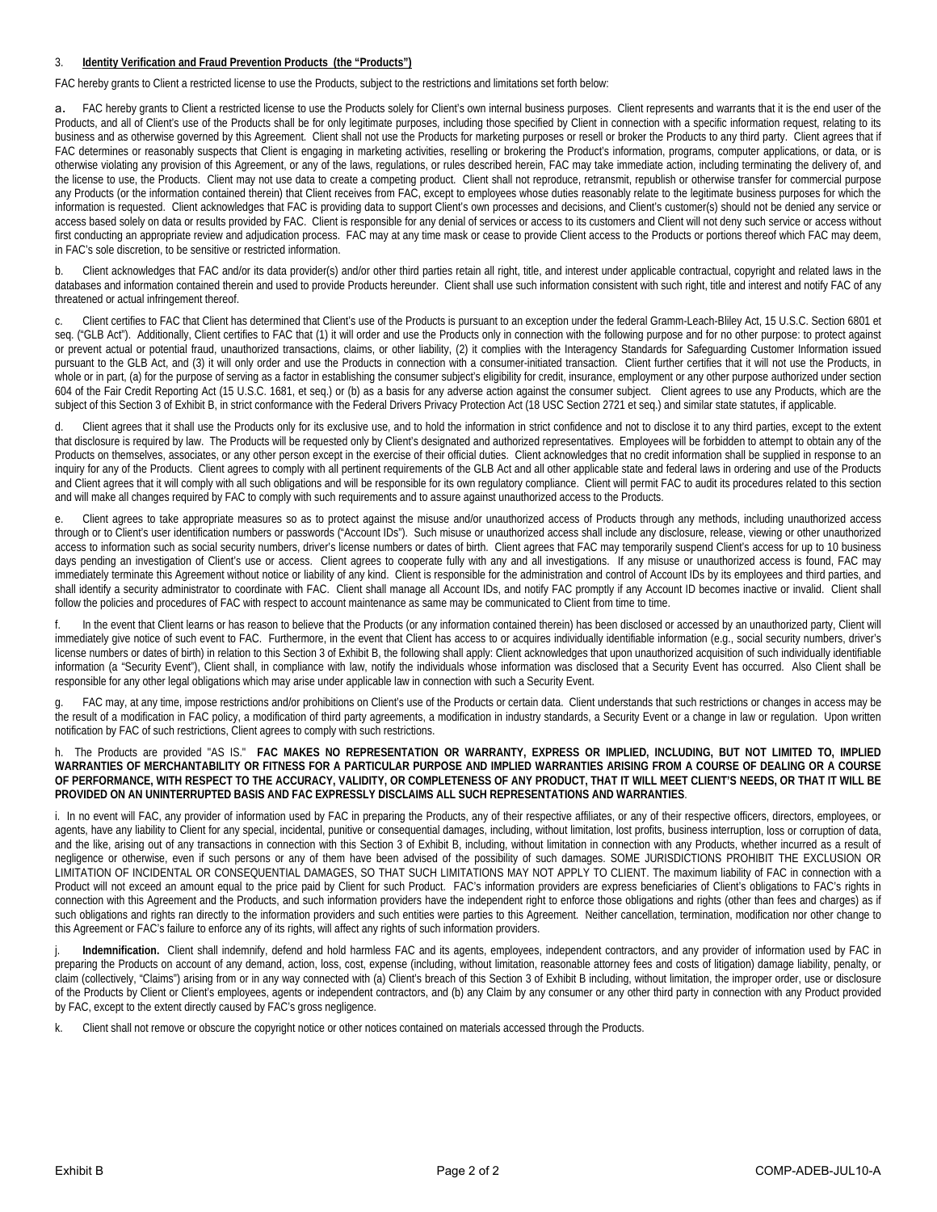3. **Identity Verification and Fraud Prevention Products (the "Products")**

FAC hereby grants to Client a restricted license to use the Products, subject to the restrictions and limitations set forth below:

a. FAC hereby grants to Client a restricted license to use the Products solely for Client's own internal business purposes. Client represents and warrants that it is the end user of the Products, and all of Client's use of the Products shall be for only legitimate purposes, including those specified by Client in connection with a specific information request, relating to its business and as otherwise governed by this Agreement. Client shall not use the Products for marketing purposes or resell or broker the Products to any third party. Client agrees that if FAC determines or reasonably suspects that Client is engaging in marketing activities, reselling or brokering the Product's information, programs, computer applications, or data, or is otherwise violating any provision of this Agreement, or any of the laws, regulations, or rules described herein, FAC may take immediate action, including terminating the delivery of, and the license to use, the Products. Client may not use data to create a competing product. Client shall not reproduce, retransmit, republish or otherwise transfer for commercial purpose any Products (or the information contained therein) that Client receives from FAC, except to employees whose duties reasonably relate to the legitimate business purposes for which the information is requested. Client acknowledges that FAC is providing data to support Client's own processes and decisions, and Client's customer(s) should not be denied any service or access based solely on data or results provided by FAC. Client is responsible for any denial of services or access to its customers and Client will not deny such service or access without first conducting an appropriate review and adjudication process. FAC may at any time mask or cease to provide Client access to the Products or portions thereof which FAC may deem, in FAC's sole discretion, to be sensitive or restricted information.

b. Client acknowledges that FAC and/or its data provider(s) and/or other third parties retain all right, title, and interest under applicable contractual, copyright and related laws in the databases and information contained therein and used to provide Products hereunder. Client shall use such information consistent with such right, title and interest and notify FAC of any threatened or actual infringement thereof.

c. Client certifies to FAC that Client has determined that Client's use of the Products is pursuant to an exception under the federal Gramm-Leach-Bliley Act, 15 U.S.C. Section 6801 et seq. ("GLB Act"). Additionally, Client certifies to FAC that (1) it will order and use the Products only in connection with the following purpose and for no other purpose: to protect against or prevent actual or potential fraud, unauthorized transactions, claims, or other liability, (2) it complies with the Interagency Standards for Safeguarding Customer Information issued pursuant to the GLB Act, and (3) it will only order and use the Products in connection with a consumer-initiated transaction. Client further certifies that it will not use the Products, in whole or in part, (a) for the purpose of serving as a factor in establishing the consumer subject's eligibility for credit, insurance, employment or any other purpose authorized under section 604 of the Fair Credit Reporting Act (15 U.S.C. 1681, et seq.) or (b) as a basis for any adverse action against the consumer subject. Client agrees to use any Products, which are the subject of this Section 3 of Exhibit B, in strict conformance with the Federal Drivers Privacy Protection Act (18 USC Section 2721 et seq.) and similar state statutes, if applicable.

d. Client agrees that it shall use the Products only for its exclusive use, and to hold the information in strict confidence and not to disclose it to any third parties, except to the extent that disclosure is required by law. The Products will be requested only by Client's designated and authorized representatives. Employees will be forbidden to attempt to obtain any of the Products on themselves, associates, or any other person except in the exercise of their official duties. Client acknowledges that no credit information shall be supplied in response to an inquiry for any of the Products. Client agrees to comply with all pertinent requirements of the GLB Act and all other applicable state and federal laws in ordering and use of the Products and Client agrees that it will comply with all such obligations and will be responsible for its own regulatory compliance. Client will permit FAC to audit its procedures related to this section and will make all changes required by FAC to comply with such requirements and to assure against unauthorized access to the Products.

e. Client agrees to take appropriate measures so as to protect against the misuse and/or unauthorized access of Products through any methods, including unauthorized access through or to Client's user identification numbers or passwords ("Account IDs"). Such misuse or unauthorized access shall include any disclosure, release, viewing or other unauthorized access to information such as social security numbers, driver's license numbers or dates of birth. Client agrees that FAC may temporarily suspend Client's access for up to 10 business days pending an investigation of Client's use or access. Client agrees to cooperate fully with any and all investigations. If any misuse or unauthorized access is found, FAC may immediately terminate this Agreement without notice or liability of any kind. Client is responsible for the administration and control of Account IDs by its employees and third parties, and shall identify a security administrator to coordinate with FAC. Client shall manage all Account IDs, and notify FAC promptly if any Account ID becomes inactive or invalid. Client shall follow the policies and procedures of FAC with respect to account maintenance as same may be communicated to Client from time to time.

f. In the event that Client learns or has reason to believe that the Products (or any information contained therein) has been disclosed or accessed by an unauthorized party, Client will immediately give notice of such event to FAC. Furthermore, in the event that Client has access to or acquires individually identifiable information (e.g., social security numbers, driver's license numbers or dates of birth) in relation to this Section 3 of Exhibit B, the following shall apply: Client acknowledges that upon unauthorized acquisition of such individually identifiable information (a "Security Event"), Client shall, in compliance with law, notify the individuals whose information was disclosed that a Security Event has occurred. Also Client shall be responsible for any other legal obligations which may arise under applicable law in connection with such a Security Event.

g. FAC may, at any time, impose restrictions and/or prohibitions on Client's use of the Products or certain data. Client understands that such restrictions or changes in access may be the result of a modification in FAC policy, a modification of third party agreements, a modification in industry standards, a Security Event or a change in law or regulation. Upon written notification by FAC of such restrictions, Client agrees to comply with such restrictions.

h. The Products are provided "AS IS." **FAC MAKES NO REPRESENTATION OR WARRANTY, EXPRESS OR IMPLIED, INCLUDING, BUT NOT LIMITED TO, IMPLIED WARRANTIES OF MERCHANTABILITY OR FITNESS FOR A PARTICULAR PURPOSE AND IMPLIED WARRANTIES ARISING FROM A COURSE OF DEALING OR A COURSE OF PERFORMANCE, WITH RESPECT TO THE ACCURACY, VALIDITY, OR COMPLETENESS OF ANY PRODUCT, THAT IT WILL MEET CLIENT'S NEEDS, OR THAT IT WILL BE PROVIDED ON AN UNINTERRUPTED BASIS AND FAC EXPRESSLY DISCLAIMS ALL SUCH REPRESENTATIONS AND WARRANTIES**.

i. In no event will FAC, any provider of information used by FAC in preparing the Products, any of their respective affiliates, or any of their respective officers, directors, employees, or agents, have any liability to Client for any special, incidental, punitive or consequential damages, including, without limitation, lost profits, business interruption, loss or corruption of data, and the like, arising out of any transactions in connection with this Section 3 of Exhibit B, including, without limitation in connection with any Products, whether incurred as a result of negligence or otherwise, even if such persons or any of them have been advised of the possibility of such damages. SOME JURISDICTIONS PROHIBIT THE EXCLUSION OR LIMITATION OF INCIDENTAL OR CONSEQUENTIAL DAMAGES, SO THAT SUCH LIMITATIONS MAY NOT APPLY TO CLIENT. The maximum liability of FAC in connection with a Product will not exceed an amount equal to the price paid by Client for such Product. FAC's information providers are express beneficiaries of Client's obligations to FAC's rights in connection with this Agreement and the Products, and such information providers have the independent right to enforce those obligations and rights (other than fees and charges) as if such obligations and rights ran directly to the information providers and such entities were parties to this Agreement. Neither cancellation, termination, modification nor other change to this Agreement or FAC's failure to enforce any of its rights, will affect any rights of such information providers.

j. **Indemnification.** Client shall indemnify, defend and hold harmless FAC and its agents, employees, independent contractors, and any provider of information used by FAC in preparing the Products on account of any demand, action, loss, cost, expense (including, without limitation, reasonable attorney fees and costs of litigation) damage liability, penalty, or claim (collectively, "Claims") arising from or in any way connected with (a) Client's breach of this Section 3 of Exhibit B including, without limitation, the improper order, use or disclosure of the Products by Client or Client's employees, agents or independent contractors, and (b) any Claim by any consumer or any other third party in connection with any Product provided by FAC, except to the extent directly caused by FAC's gross negligence.

k. Client shall not remove or obscure the copyright notice or other notices contained on materials accessed through the Products.

Exhibit B COMP-ADEB-JUL10-A